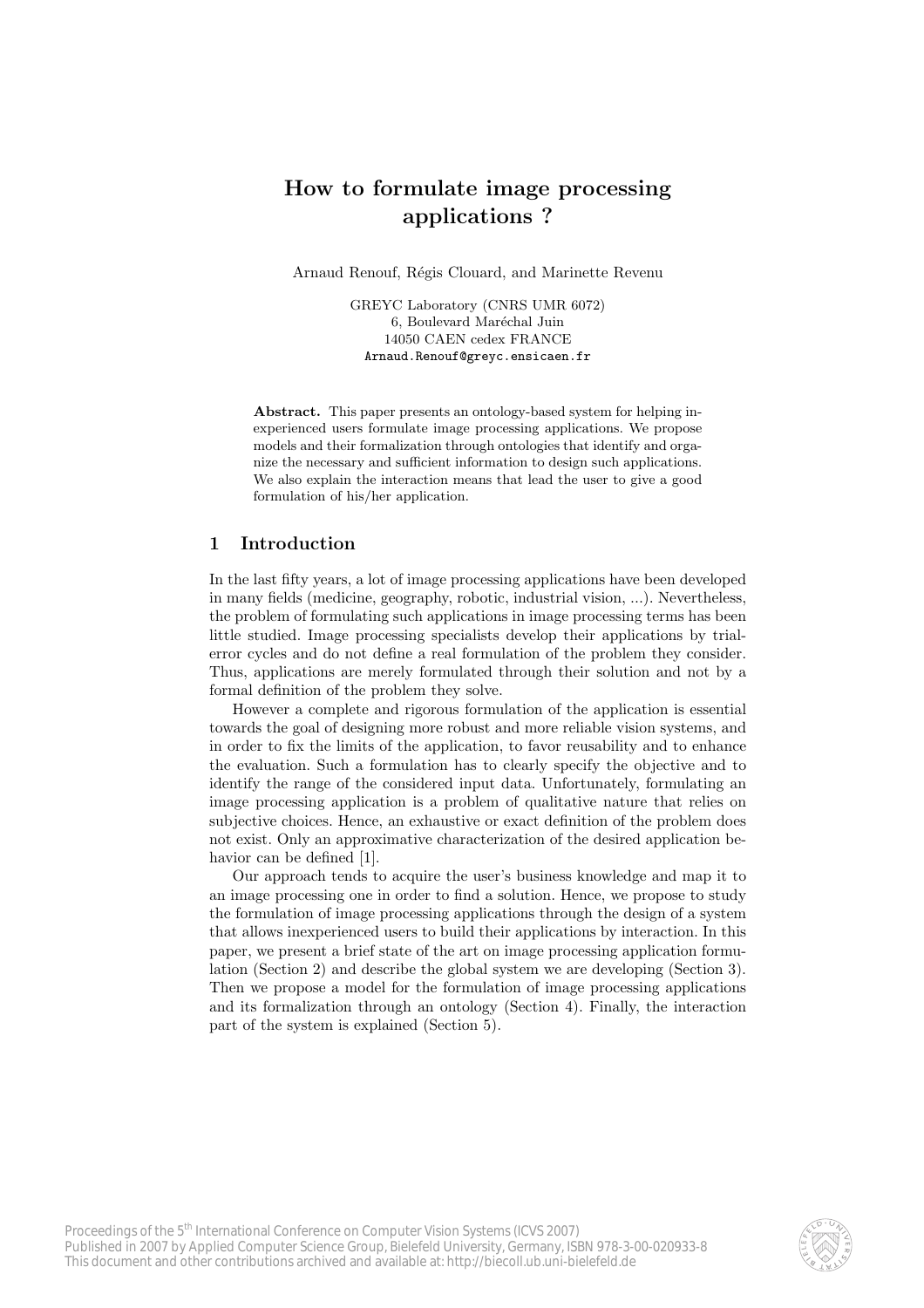# How to formulate image processing applications ?

Arnaud Renouf, Régis Clouard, and Marinette Revenu

GREYC Laboratory (CNRS UMR 6072)
6, Boulevard Maréchal Juin
14050 CAEN cedex FRANCE
Arnaud.Renouf@greyc.ensicaen.fr

**Abstract.** This paper presents an ontology-based system for helping inexperienced users formulate image processing applications. We propose models and their formalization through ontologies that identify and organize the necessary and sufficient information to design such applications. We also explain the interaction means that lead the user to give a good formulation of his/her application.

## 1 Introduction

In the last fifty years, a lot of image processing applications have been developed in many fields (medicine, geography, robotic, industrial vision, ...). Nevertheless, the problem of formulating such applications in image processing terms has been little studied. Image processing specialists develop their applications by trial-error cycles and do not define a real formulation of the problem they consider. Thus, applications are merely formulated through their solution and not by a formal definition of the problem they solve.

However a complete and rigorous formulation of the application is essential towards the goal of designing more robust and more reliable vision systems, and in order to fix the limits of the application, to favor reusability and to enhance the evaluation. Such a formulation has to clearly specify the objective and to identify the range of the considered input data. Unfortunately, formulating an image processing application is a problem of qualitative nature that relies on subjective choices. Hence, an exhaustive or exact definition of the problem does not exist. Only an approximative characterization of the desired application behavior can be defined [1].

Our approach tends to acquire the user's business knowledge and map it to an image processing one in order to find a solution. Hence, we propose to study the formulation of image processing applications through the design of a system that allows inexperienced users to build their applications by interaction. In this paper, we present a brief state of the art on image processing application formulation (Section 2) and describe the global system we are developing (Section 3). Then we propose a model for the formulation of image processing applications and its formalization through an ontology (Section 4). Finally, the interaction part of the system is explained (Section 5).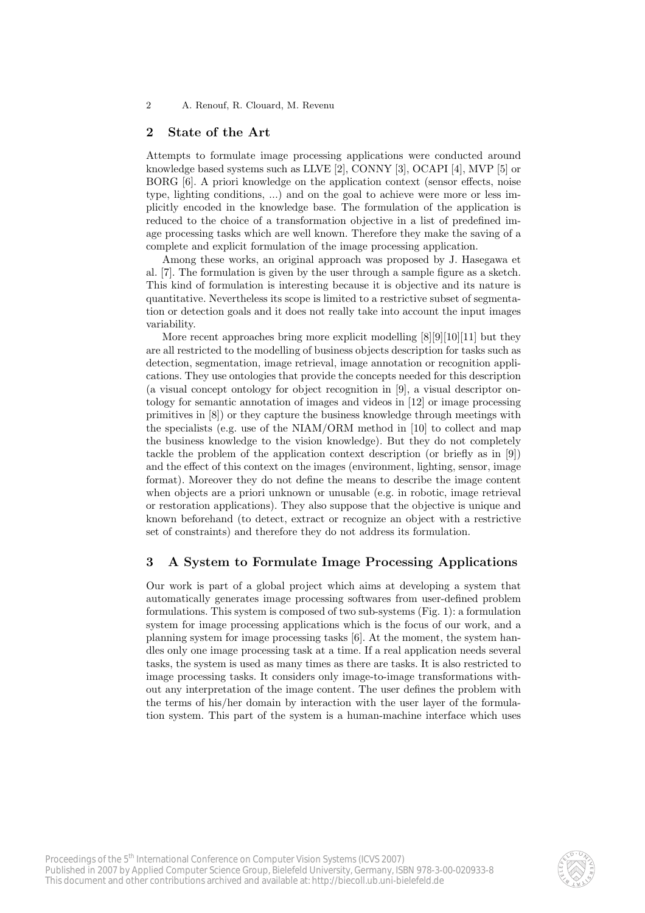## 2 State of the Art

Attempts to formulate image processing applications were conducted around knowledge based systems such as LLVE [2], CONNY [3], OCAPI [4], MVP [5] or BORG [6]. A priori knowledge on the application context (sensor effects, noise type, lighting conditions, ...) and on the goal to achieve were more or less implicitly encoded in the knowledge base. The formulation of the application is reduced to the choice of a transformation objective in a list of predefined image processing tasks which are well known. Therefore they make the saving of a complete and explicit formulation of the image processing application.

Among these works, an original approach was proposed by J. Hasegawa et al. [7]. The formulation is given by the user through a sample figure as a sketch. This kind of formulation is interesting because it is objective and its nature is quantitative. Nevertheless its scope is limited to a restrictive subset of segmentation or detection goals and it does not really take into account the input images variability.

More recent approaches bring more explicit modelling [8][9][10][11] but they are all restricted to the modelling of business objects description for tasks such as detection, segmentation, image retrieval, image annotation or recognition applications. They use ontologies that provide the concepts needed for this description (a visual concept ontology for object recognition in [9], a visual descriptor ontology for semantic annotation of images and videos in [12] or image processing primitives in [8]) or they capture the business knowledge through meetings with the specialists (e.g. use of the NIAM/ORM method in [10] to collect and map the business knowledge to the vision knowledge). But they do not completely tackle the problem of the application context description (or briefly as in [9]) and the effect of this context on the images (environment, lighting, sensor, image format). Moreover they do not define the means to describe the image content when objects are a priori unknown or unusable (e.g. in robotic, image retrieval or restoration applications). They also suppose that the objective is unique and known beforehand (to detect, extract or recognize an object with a restrictive set of constraints) and therefore they do not address its formulation.

## 3 A System to Formulate Image Processing Applications

Our work is part of a global project which aims at developing a system that automatically generates image processing softwares from user-defined problem formulations. This system is composed of two sub-systems (Fig. 1): a formulation system for image processing applications which is the focus of our work, and a planning system for image processing tasks [6]. At the moment, the system handles only one image processing task at a time. If a real application needs several tasks, the system is used as many times as there are tasks. It is also restricted to image processing tasks. It considers only image-to-image transformations without any interpretation of the image content. The user defines the problem with the terms of his/her domain by interaction with the user layer of the formulation system. This part of the system is a human-machine interface which uses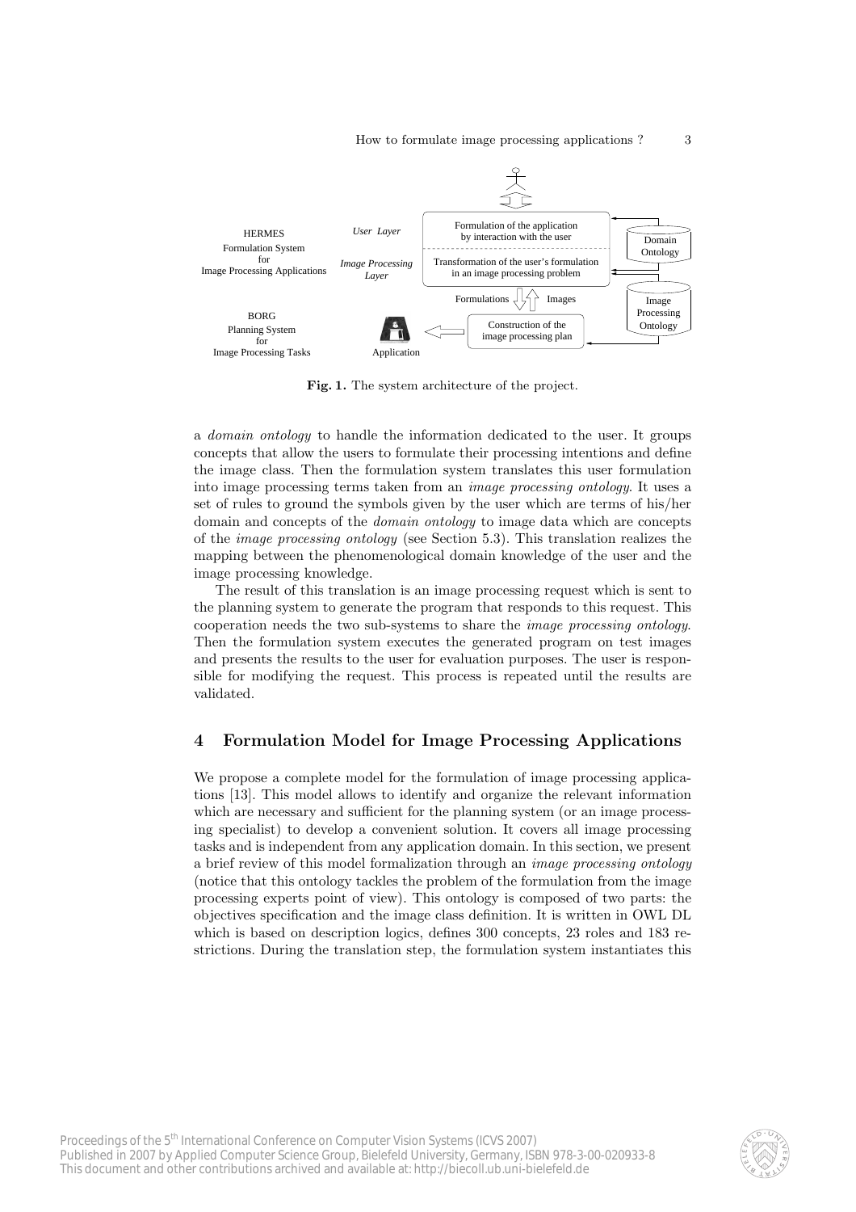HERMES
Formulation System
for
Image Processing Applications

*User Layer*

*Image Processing Layer*

Formulation of the application by interaction with the user

Transformation of the user's formulation in an image processing problem

Domain Ontology

Formulations — Images

Image Processing Ontology

BORG
Planning System
for
Image Processing Tasks

Construction of the image processing plan

Application

**Fig. 1.** The system architecture of the project.

a *domain ontology* to handle the information dedicated to the user. It groups concepts that allow the users to formulate their processing intentions and define the image class. Then the formulation system translates this user formulation into image processing terms taken from an *image processing ontology*. It uses a set of rules to ground the symbols given by the user which are terms of his/her domain and concepts of the *domain ontology* to image data which are concepts of the *image processing ontology* (see Section 5.3). This translation realizes the mapping between the phenomenological domain knowledge of the user and the image processing knowledge.

The result of this translation is an image processing request which is sent to the planning system to generate the program that responds to this request. This cooperation needs the two sub-systems to share the *image processing ontology*. Then the formulation system executes the generated program on test images and presents the results to the user for evaluation purposes. The user is responsible for modifying the request. This process is repeated until the results are validated.

## 4 Formulation Model for Image Processing Applications

We propose a complete model for the formulation of image processing applications [13]. This model allows to identify and organize the relevant information which are necessary and sufficient for the planning system (or an image processing specialist) to develop a convenient solution. It covers all image processing tasks and is independent from any application domain. In this section, we present a brief review of this model formalization through an *image processing ontology* (notice that this ontology tackles the problem of the formulation from the image processing experts point of view). This ontology is composed of two parts: the objectives specification and the image class definition. It is written in OWL DL which is based on description logics, defines 300 concepts, 23 roles and 183 restrictions. During the translation step, the formulation system instantiates this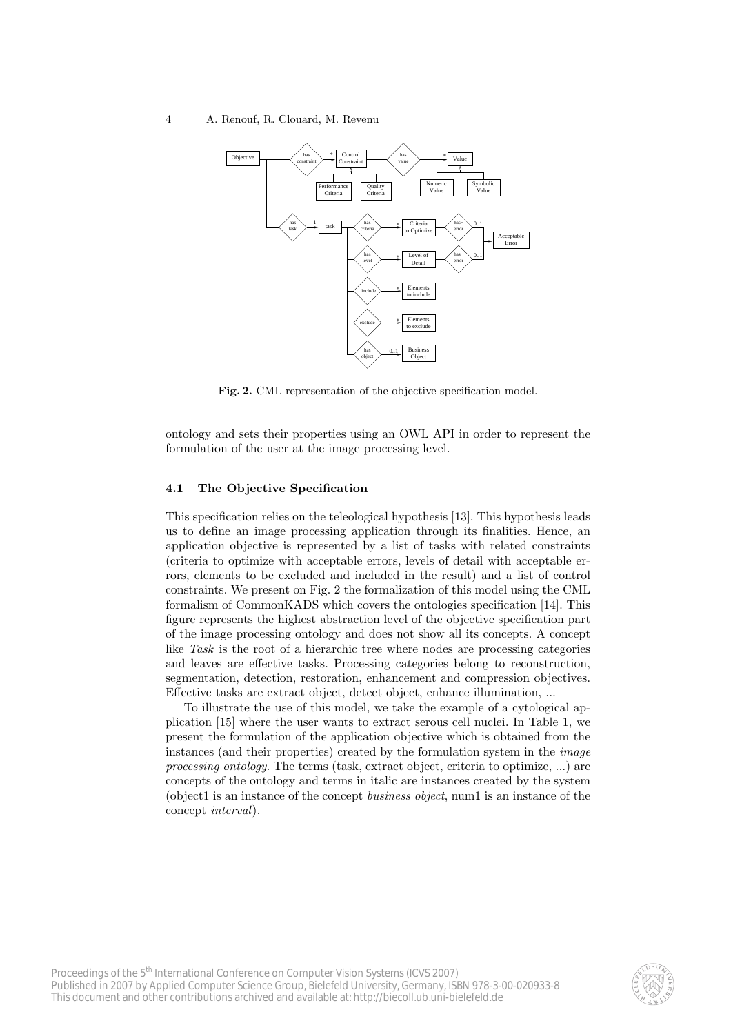Fig. 2. CML representation of the objective specification model.

ontology and sets their properties using an OWL API in order to represent the formulation of the user at the image processing level.

### 4.1 The Objective Specification

This specification relies on the teleological hypothesis [13]. This hypothesis leads us to define an image processing application through its finalities. Hence, an application objective is represented by a list of tasks with related constraints (criteria to optimize with acceptable errors, levels of detail with acceptable errors, elements to be excluded and included in the result) and a list of control constraints. We present on Fig. 2 the formalization of this model using the CML formalism of CommonKADS which covers the ontologies specification [14]. This figure represents the highest abstraction level of the objective specification part of the image processing ontology and does not show all its concepts. A concept like *Task* is the root of a hierarchic tree where nodes are processing categories and leaves are effective tasks. Processing categories belong to reconstruction, segmentation, detection, restoration, enhancement and compression objectives. Effective tasks are extract object, detect object, enhance illumination, ...

To illustrate the use of this model, we take the example of a cytological application [15] where the user wants to extract serous cell nuclei. In Table 1, we present the formulation of the application objective which is obtained from the instances (and their properties) created by the formulation system in the *image processing ontology*. The terms (task, extract object, criteria to optimize, ...) are concepts of the ontology and terms in italic are instances created by the system (object1 is an instance of the concept *business object*, num1 is an instance of the concept *interval*).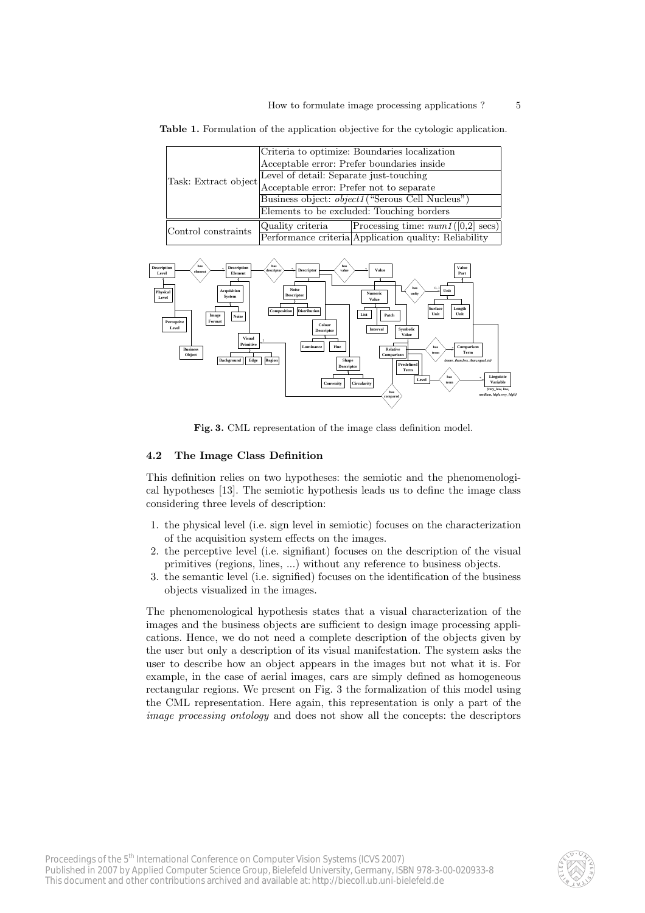**Table 1.** Formulation of the application objective for the cytologic application.

| | | |
|---|---|---|
| Task: Extract object | Criteria to optimize: Boundaries localization | |
| | Acceptable error: Prefer boundaries inside | |
| | Level of detail: Separate just-touching | |
| | Acceptable error: Prefer not to separate | |
| | Business object: *object1*("Serous Cell Nucleus") | |
| | Elements to be excluded: Touching borders | |
| Control constraints | Quality criteria | Processing time: *num1*([0,2] secs) |
| | Performance criteria | Application quality: Reliability |

**Fig. 3.** CML representation of the image class definition model.

### 4.2 The Image Class Definition

This definition relies on two hypotheses: the semiotic and the phenomenological hypotheses [13]. The semiotic hypothesis leads us to define the image class considering three levels of description:

1. the physical level (i.e. sign level in semiotic) focuses on the characterization of the acquisition system effects on the images.
2. the perceptive level (i.e. signifiant) focuses on the description of the visual primitives (regions, lines, ...) without any reference to business objects.
3. the semantic level (i.e. signified) focuses on the identification of the business objects visualized in the images.

The phenomenological hypothesis states that a visual characterization of the images and the business objects are sufficient to design image processing applications. Hence, we do not need a complete description of the objects given by the user but only a description of its visual manifestation. The system asks the user to describe how an object appears in the images but not what it is. For example, in the case of aerial images, cars are simply defined as homogeneous rectangular regions. We present on Fig. 3 the formalization of this model using the CML representation. Here again, this representation is only a part of the *image processing ontology* and does not show all the concepts: the descriptors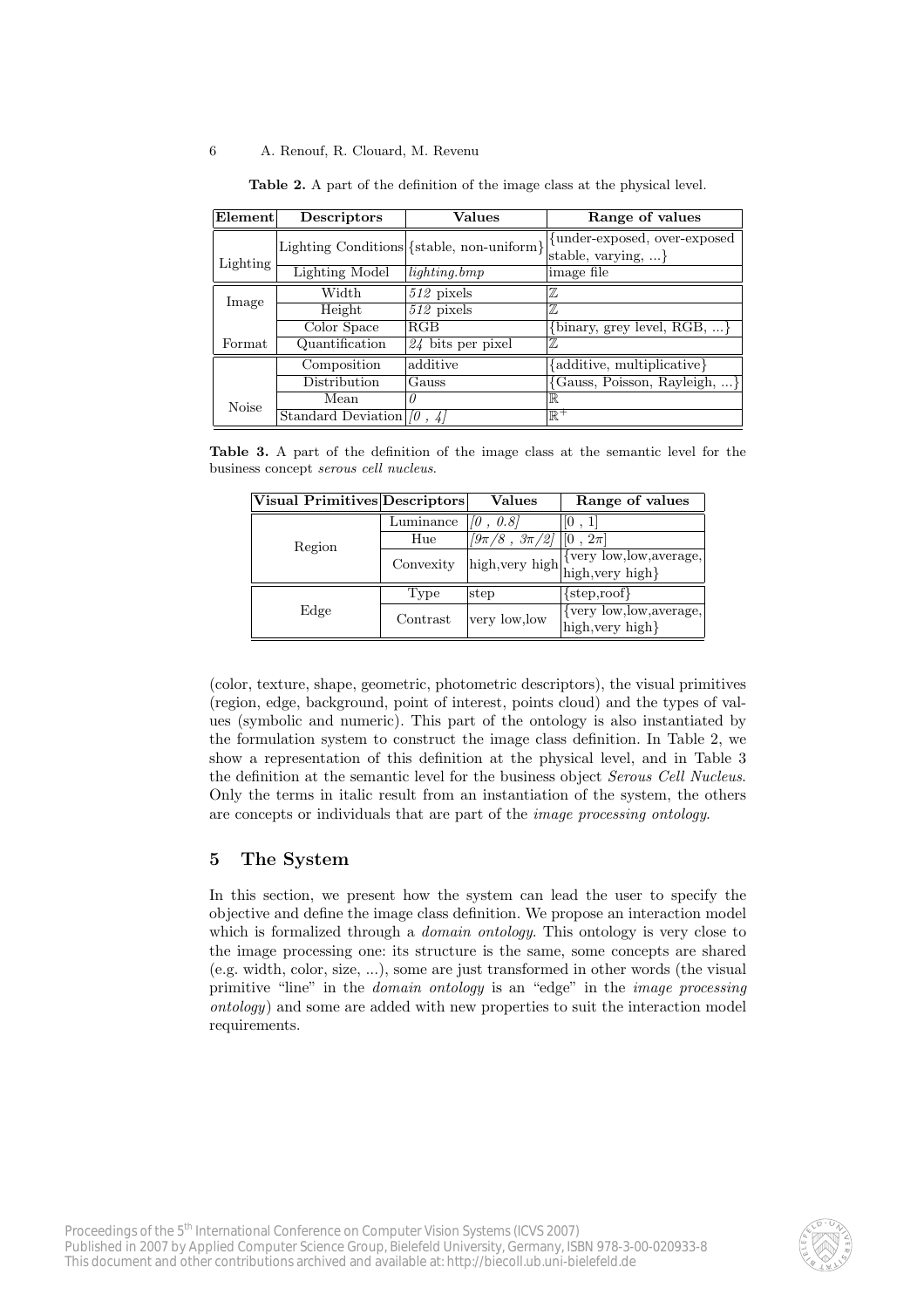**Table 2.** A part of the definition of the image class at the physical level.

| Element | Descriptors | Values | Range of values |
|---|---|---|---|
| Lighting | Lighting Conditions | {stable, non-uniform} | {under-exposed, over-exposed stable, varying, ...} |
| | Lighting Model | *lighting.bmp* | image file |
| Image | Width | *512* pixels | $\mathbb{Z}$ |
| | Height | *512* pixels | $\mathbb{Z}$ |
| Format | Color Space | RGB | {binary, grey level, RGB, ...} |
| | Quantification | *24* bits per pixel | $\mathbb{Z}$ |
| Noise | Composition | additive | {additive, multiplicative} |
| | Distribution | Gauss | {Gauss, Poisson, Rayleigh, ...} |
| | Mean | *0* | $\mathbb{R}$ |
| | Standard Deviation | *[0 , 4]* | $\mathbb{R}^+$ |

**Table 3.** A part of the definition of the image class at the semantic level for the business concept *serous cell nucleus*.

| Visual Primitives | Descriptors | Values | Range of values |
|---|---|---|---|
| Region | Luminance | *[0 , 0.8]* | [0 , 1] |
| | Hue | *[9π/8 , 3π/2]* | [0 , 2π] |
| | Convexity | high,very high | {very low,low,average, high,very high} |
| Edge | Type | step | {step,roof} |
| | Contrast | very low,low | {very low,low,average, high,very high} |

(color, texture, shape, geometric, photometric descriptors), the visual primitives (region, edge, background, point of interest, points cloud) and the types of values (symbolic and numeric). This part of the ontology is also instantiated by the formulation system to construct the image class definition. In Table 2, we show a representation of this definition at the physical level, and in Table 3 the definition at the semantic level for the business object *Serous Cell Nucleus*. Only the terms in italic result from an instantiation of the system, the others are concepts or individuals that are part of the *image processing ontology*.

## 5 The System

In this section, we present how the system can lead the user to specify the objective and define the image class definition. We propose an interaction model which is formalized through a *domain ontology*. This ontology is very close to the image processing one: its structure is the same, some concepts are shared (e.g. width, color, size, ...), some are just transformed in other words (the visual primitive "line" in the *domain ontology* is an "edge" in the *image processing ontology*) and some are added with new properties to suit the interaction model requirements.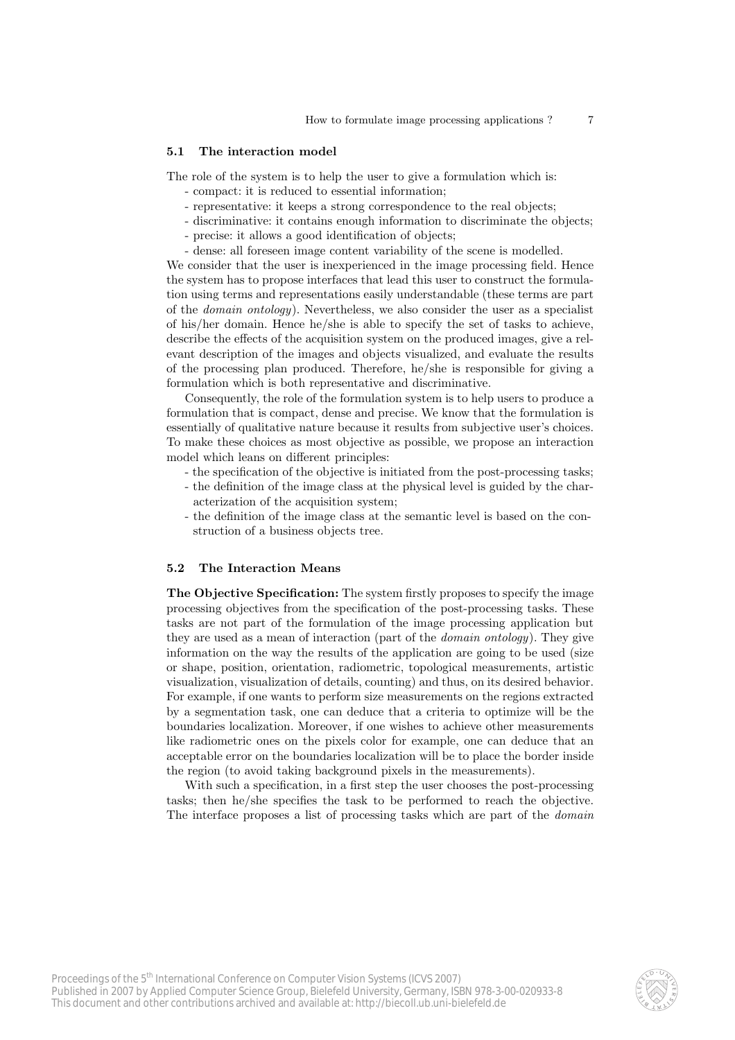### 5.1 The interaction model

The role of the system is to help the user to give a formulation which is:

- compact: it is reduced to essential information;
- representative: it keeps a strong correspondence to the real objects;
- discriminative: it contains enough information to discriminate the objects;
- precise: it allows a good identification of objects;
- dense: all foreseen image content variability of the scene is modelled.

We consider that the user is inexperienced in the image processing field. Hence the system has to propose interfaces that lead this user to construct the formulation using terms and representations easily understandable (these terms are part of the *domain ontology*). Nevertheless, we also consider the user as a specialist of his/her domain. Hence he/she is able to specify the set of tasks to achieve, describe the effects of the acquisition system on the produced images, give a relevant description of the images and objects visualized, and evaluate the results of the processing plan produced. Therefore, he/she is responsible for giving a formulation which is both representative and discriminative.

Consequently, the role of the formulation system is to help users to produce a formulation that is compact, dense and precise. We know that the formulation is essentially of qualitative nature because it results from subjective user's choices. To make these choices as most objective as possible, we propose an interaction model which leans on different principles:

- the specification of the objective is initiated from the post-processing tasks;
- the definition of the image class at the physical level is guided by the characterization of the acquisition system;
- the definition of the image class at the semantic level is based on the construction of a business objects tree.

### 5.2 The Interaction Means

**The Objective Specification:** The system firstly proposes to specify the image processing objectives from the specification of the post-processing tasks. These tasks are not part of the formulation of the image processing application but they are used as a mean of interaction (part of the *domain ontology*). They give information on the way the results of the application are going to be used (size or shape, position, orientation, radiometric, topological measurements, artistic visualization, visualization of details, counting) and thus, on its desired behavior. For example, if one wants to perform size measurements on the regions extracted by a segmentation task, one can deduce that a criteria to optimize will be the boundaries localization. Moreover, if one wishes to achieve other measurements like radiometric ones on the pixels color for example, one can deduce that an acceptable error on the boundaries localization will be to place the border inside the region (to avoid taking background pixels in the measurements).

With such a specification, in a first step the user chooses the post-processing tasks; then he/she specifies the task to be performed to reach the objective. The interface proposes a list of processing tasks which are part of the *domain*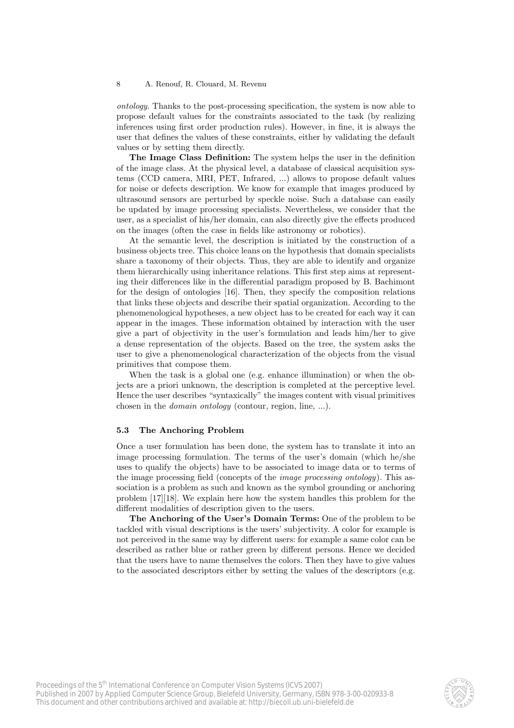*ontology*. Thanks to the post-processing specification, the system is now able to propose default values for the constraints associated to the task (by realizing inferences using first order production rules). However, in fine, it is always the user that defines the values of these constraints, either by validating the default values or by setting them directly.

**The Image Class Definition:** The system helps the user in the definition of the image class. At the physical level, a database of classical acquisition systems (CCD camera, MRI, PET, Infrared, ...) allows to propose default values for noise or defects description. We know for example that images produced by ultrasound sensors are perturbed by speckle noise. Such a database can easily be updated by image processing specialists. Nevertheless, we consider that the user, as a specialist of his/her domain, can also directly give the effects produced on the images (often the case in fields like astronomy or robotics).

At the semantic level, the description is initiated by the construction of a business objects tree. This choice leans on the hypothesis that domain specialists share a taxonomy of their objects. Thus, they are able to identify and organize them hierarchically using inheritance relations. This first step aims at representing their differences like in the differential paradigm proposed by B. Bachimont for the design of ontologies [16]. Then, they specify the composition relations that links these objects and describe their spatial organization. According to the phenomenological hypotheses, a new object has to be created for each way it can appear in the images. These information obtained by interaction with the user give a part of objectivity in the user's formulation and leads him/her to give a dense representation of the objects. Based on the tree, the system asks the user to give a phenomenological characterization of the objects from the visual primitives that compose them.

When the task is a global one (e.g. enhance illumination) or when the objects are a priori unknown, the description is completed at the perceptive level. Hence the user describes "syntaxically" the images content with visual primitives chosen in the *domain ontology* (contour, region, line, ...).

### 5.3 The Anchoring Problem

Once a user formulation has been done, the system has to translate it into an image processing formulation. The terms of the user's domain (which he/she uses to qualify the objects) have to be associated to image data or to terms of the image processing field (concepts of the *image processing ontology*). This association is a problem as such and known as the symbol grounding or anchoring problem [17][18]. We explain here how the system handles this problem for the different modalities of description given to the users.

**The Anchoring of the User's Domain Terms:** One of the problem to be tackled with visual descriptions is the users' subjectivity. A color for example is not perceived in the same way by different users: for example a same color can be described as rather blue or rather green by different persons. Hence we decided that the users have to name themselves the colors. Then they have to give values to the associated descriptors either by setting the values of the descriptors (e.g.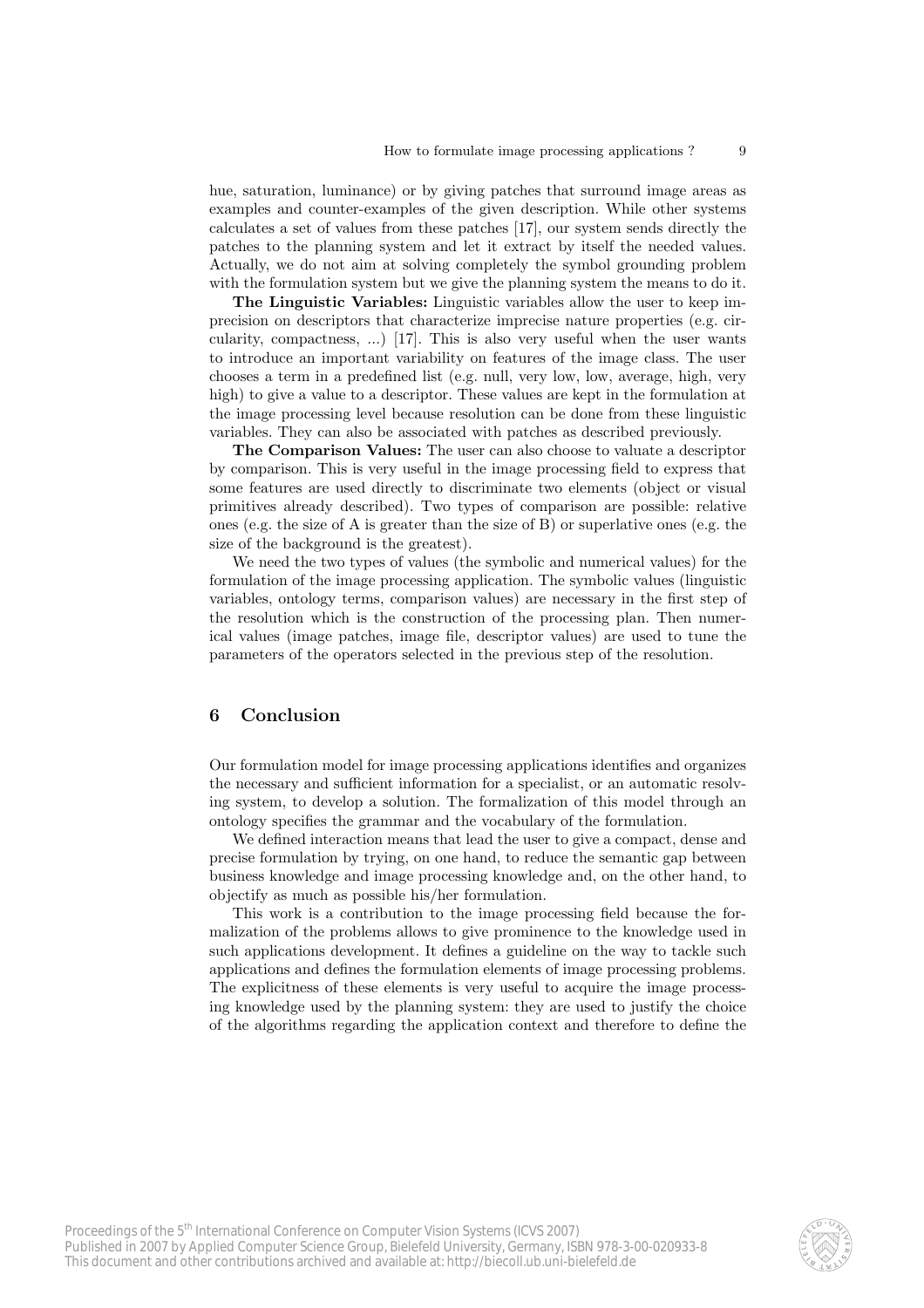hue, saturation, luminance) or by giving patches that surround image areas as examples and counter-examples of the given description. While other systems calculates a set of values from these patches [17], our system sends directly the patches to the planning system and let it extract by itself the needed values. Actually, we do not aim at solving completely the symbol grounding problem with the formulation system but we give the planning system the means to do it.

**The Linguistic Variables:** Linguistic variables allow the user to keep imprecision on descriptors that characterize imprecise nature properties (e.g. circularity, compactness, ...) [17]. This is also very useful when the user wants to introduce an important variability on features of the image class. The user chooses a term in a predefined list (e.g. null, very low, low, average, high, very high) to give a value to a descriptor. These values are kept in the formulation at the image processing level because resolution can be done from these linguistic variables. They can also be associated with patches as described previously.

**The Comparison Values:** The user can also choose to valuate a descriptor by comparison. This is very useful in the image processing field to express that some features are used directly to discriminate two elements (object or visual primitives already described). Two types of comparison are possible: relative ones (e.g. the size of A is greater than the size of B) or superlative ones (e.g. the size of the background is the greatest).

We need the two types of values (the symbolic and numerical values) for the formulation of the image processing application. The symbolic values (linguistic variables, ontology terms, comparison values) are necessary in the first step of the resolution which is the construction of the processing plan. Then numerical values (image patches, image file, descriptor values) are used to tune the parameters of the operators selected in the previous step of the resolution.

## 6 Conclusion

Our formulation model for image processing applications identifies and organizes the necessary and sufficient information for a specialist, or an automatic resolving system, to develop a solution. The formalization of this model through an ontology specifies the grammar and the vocabulary of the formulation.

We defined interaction means that lead the user to give a compact, dense and precise formulation by trying, on one hand, to reduce the semantic gap between business knowledge and image processing knowledge and, on the other hand, to objectify as much as possible his/her formulation.

This work is a contribution to the image processing field because the formalization of the problems allows to give prominence to the knowledge used in such applications development. It defines a guideline on the way to tackle such applications and defines the formulation elements of image processing problems. The explicitness of these elements is very useful to acquire the image processing knowledge used by the planning system: they are used to justify the choice of the algorithms regarding the application context and therefore to define the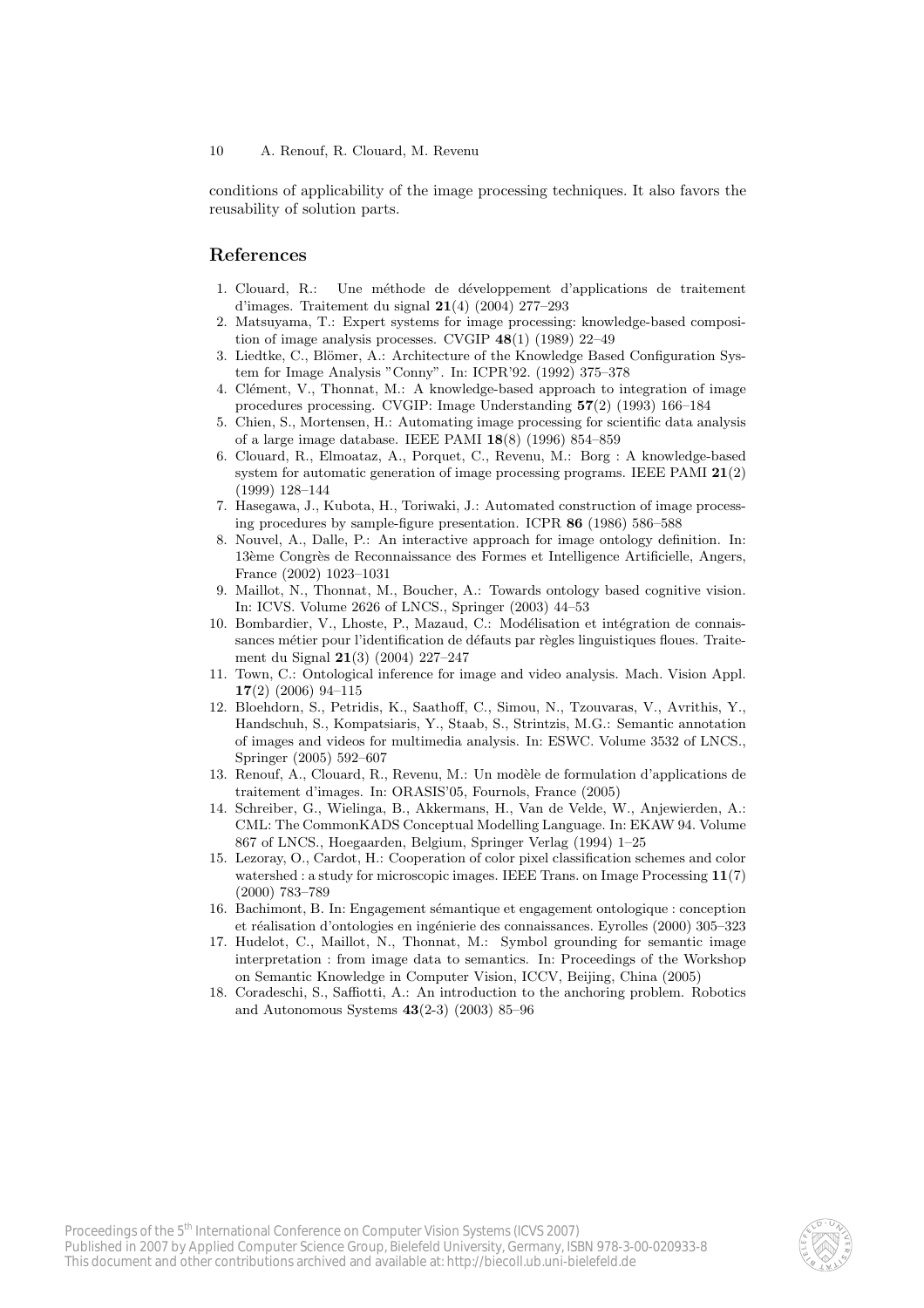conditions of applicability of the image processing techniques. It also favors the reusability of solution parts.

## References

1. Clouard, R.: Une méthode de développement d'applications de traitement d'images. Traitement du signal **21**(4) (2004) 277–293
2. Matsuyama, T.: Expert systems for image processing: knowledge-based composition of image analysis processes. CVGIP **48**(1) (1989) 22–49
3. Liedtke, C., Blömer, A.: Architecture of the Knowledge Based Configuration System for Image Analysis "Conny". In: ICPR'92. (1992) 375–378
4. Clément, V., Thonnat, M.: A knowledge-based approach to integration of image procedures processing. CVGIP: Image Understanding **57**(2) (1993) 166–184
5. Chien, S., Mortensen, H.: Automating image processing for scientific data analysis of a large image database. IEEE PAMI **18**(8) (1996) 854–859
6. Clouard, R., Elmoataz, A., Porquet, C., Revenu, M.: Borg : A knowledge-based system for automatic generation of image processing programs. IEEE PAMI **21**(2) (1999) 128–144
7. Hasegawa, J., Kubota, H., Toriwaki, J.: Automated construction of image processing procedures by sample-figure presentation. ICPR **86** (1986) 586–588
8. Nouvel, A., Dalle, P.: An interactive approach for image ontology definition. In: 13ème Congrès de Reconnaissance des Formes et Intelligence Artificielle, Angers, France (2002) 1023–1031
9. Maillot, N., Thonnat, M., Boucher, A.: Towards ontology based cognitive vision. In: ICVS. Volume 2626 of LNCS., Springer (2003) 44–53
10. Bombardier, V., Lhoste, P., Mazaud, C.: Modélisation et intégration de connaissances métier pour l'identification de défauts par règles linguistiques floues. Traitement du Signal **21**(3) (2004) 227–247
11. Town, C.: Ontological inference for image and video analysis. Mach. Vision Appl. **17**(2) (2006) 94–115
12. Bloehdorn, S., Petridis, K., Saathoff, C., Simou, N., Tzouvaras, V., Avrithis, Y., Handschuh, S., Kompatsiaris, Y., Staab, S., Strintzis, M.G.: Semantic annotation of images and videos for multimedia analysis. In: ESWC. Volume 3532 of LNCS., Springer (2005) 592–607
13. Renouf, A., Clouard, R., Revenu, M.: Un modèle de formulation d'applications de traitement d'images. In: ORASIS'05, Fournols, France (2005)
14. Schreiber, G., Wielinga, B., Akkermans, H., Van de Velde, W., Anjewierden, A.: CML: The CommonKADS Conceptual Modelling Language. In: EKAW 94. Volume 867 of LNCS., Hoegaarden, Belgium, Springer Verlag (1994) 1–25
15. Lezoray, O., Cardot, H.: Cooperation of color pixel classification schemes and color watershed : a study for microscopic images. IEEE Trans. on Image Processing **11**(7) (2000) 783–789
16. Bachimont, B. In: Engagement sémantique et engagement ontologique : conception et réalisation d'ontologies en ingénierie des connaissances. Eyrolles (2000) 305–323
17. Hudelot, C., Maillot, N., Thonnat, M.: Symbol grounding for semantic image interpretation : from image data to semantics. In: Proceedings of the Workshop on Semantic Knowledge in Computer Vision, ICCV, Beijing, China (2005)
18. Coradeschi, S., Saffiotti, A.: An introduction to the anchoring problem. Robotics and Autonomous Systems **43**(2-3) (2003) 85–96